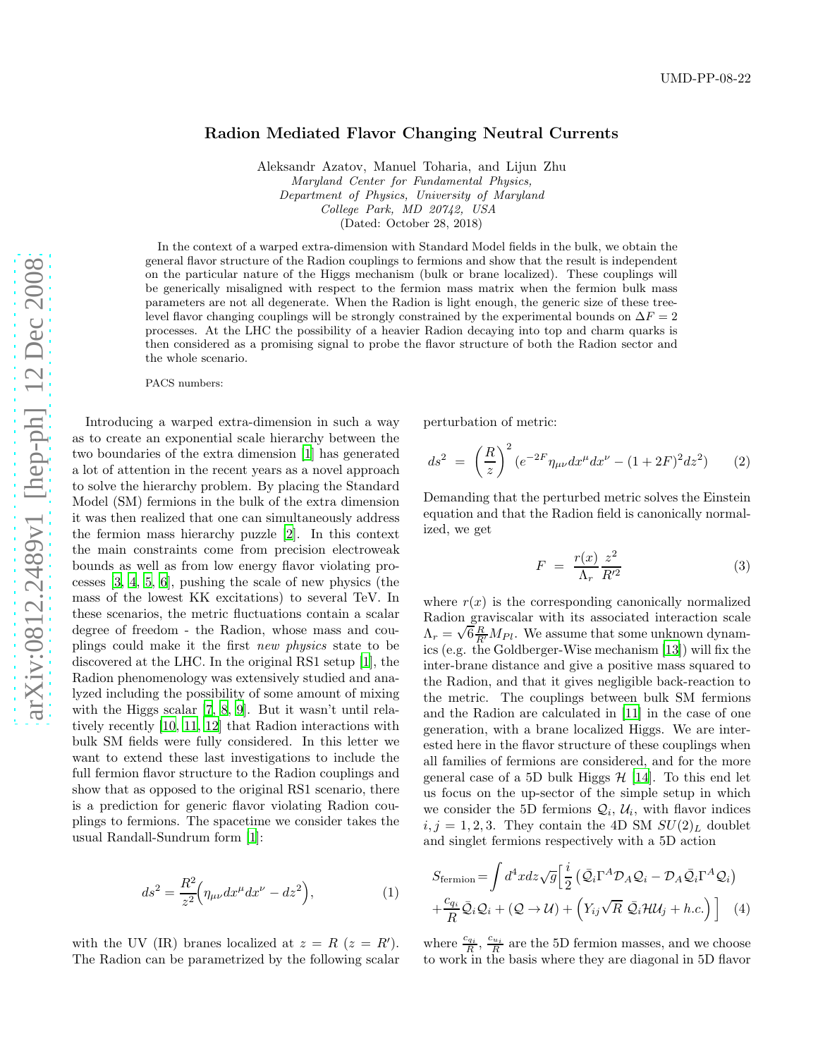UMD-PP-08-22

# Radion Mediated Flavor Changing Neutral Currents

Aleksandr Azatov, Manuel Toharia, and Lijun Zhu

*Maryland Center for Fundamental Physics,*
*Department of Physics, University of Maryland*
*College Park, MD 20742, USA*

(Dated: October 28, 2018)

In the context of a warped extra-dimension with Standard Model fields in the bulk, we obtain the general flavor structure of the Radion couplings to fermions and show that the result is independent on the particular nature of the Higgs mechanism (bulk or brane localized). These couplings will be generically misaligned with respect to the fermion mass matrix when the fermion bulk mass parameters are not all degenerate. When the Radion is light enough, the generic size of these tree-level flavor changing couplings will be strongly constrained by the experimental bounds on $\Delta F = 2$ processes. At the LHC the possibility of a heavier Radion decaying into top and charm quarks is then considered as a promising signal to probe the flavor structure of both the Radion sector and the whole scenario.

PACS numbers:

Introducing a warped extra-dimension in such a way as to create an exponential scale hierarchy between the two boundaries of the extra dimension [1] has generated a lot of attention in the recent years as a novel approach to solve the hierarchy problem. By placing the Standard Model (SM) fermions in the bulk of the extra dimension it was then realized that one can simultaneously address the fermion mass hierarchy puzzle [2]. In this context the main constraints come from precision electroweak bounds as well as from low energy flavor violating processes [3, 4, 5, 6], pushing the scale of new physics (the mass of the lowest KK excitations) to several TeV. In these scenarios, the metric fluctuations contain a scalar degree of freedom - the Radion, whose mass and couplings could make it the first *new physics* state to be discovered at the LHC. In the original RS1 setup [1], the Radion phenomenology was extensively studied and analyzed including the possibility of some amount of mixing with the Higgs scalar [7, 8, 9]. But it wasn't until relatively recently [10, 11, 12] that Radion interactions with bulk SM fields were fully considered. In this letter we want to extend these last investigations to include the full fermion flavor structure to the Radion couplings and show that as opposed to the original RS1 scenario, there is a prediction for generic flavor violating Radion couplings to fermions. The spacetime we consider takes the usual Randall-Sundrum form [1]:

$$
ds^2 = \frac{R^2}{z^2}\Big(\eta_{\mu\nu}dx^\mu dx^\nu - dz^2\Big), \qquad (1)
$$

with the UV (IR) branes localized at $z = R$ ($z = R'$). The Radion can be parametrized by the following scalar perturbation of metric:

$$
ds^2 = \left(\frac{R}{z}\right)^2 (e^{-2F}\eta_{\mu\nu}dx^\mu dx^\nu - (1+2F)^2 dz^2) \qquad (2)
$$

Demanding that the perturbed metric solves the Einstein equation and that the Radion field is canonically normalized, we get

$$
F = \frac{r(x)}{\Lambda_r}\frac{z^2}{R'^2} \qquad (3)
$$

where $r(x)$ is the corresponding canonically normalized Radion graviscalar with its associated interaction scale $\Lambda_r = \sqrt{6}\frac{R}{R'}M_{Pl}$. We assume that some unknown dynamics (e.g. the Goldberger-Wise mechanism [13]) will fix the inter-brane distance and give a positive mass squared to the Radion, and that it gives negligible back-reaction to the metric. The couplings between bulk SM fermions and the Radion are calculated in [11] in the case of one generation, with a brane localized Higgs. We are interested here in the flavor structure of these couplings when all families of fermions are considered, and for the more general case of a 5D bulk Higgs $\mathcal{H}$ [14]. To this end let us focus on the up-sector of the simple setup in which we consider the 5D fermions $\mathcal{Q}_i$, $\mathcal{U}_i$, with flavor indices $i, j = 1, 2, 3$. They contain the 4D SM $SU(2)_L$ doublet and singlet fermions respectively with a 5D action

$$
S_{\rm fermion} = \int d^4x dz \sqrt{g}\Big[\frac{i}{2}\left(\bar{\mathcal{Q}}_i\Gamma^A\mathcal{D}_A\mathcal{Q}_i - \mathcal{D}_A\bar{\mathcal{Q}}_i\Gamma^A\mathcal{Q}_i\right) + \frac{c_{q_i}}{R}\bar{\mathcal{Q}}_i\mathcal{Q}_i + (\mathcal{Q}\to\mathcal{U}) + \Big(Y_{ij}\sqrt{R}\ \bar{\mathcal{Q}}_i\mathcal{H}\mathcal{U}_j + h.c.\Big)\Big] \qquad (4)
$$

where $\frac{c_{q_i}}{R}$, $\frac{c_{u_i}}{R}$ are the 5D fermion masses, and we choose to work in the basis where they are diagonal in 5D flavor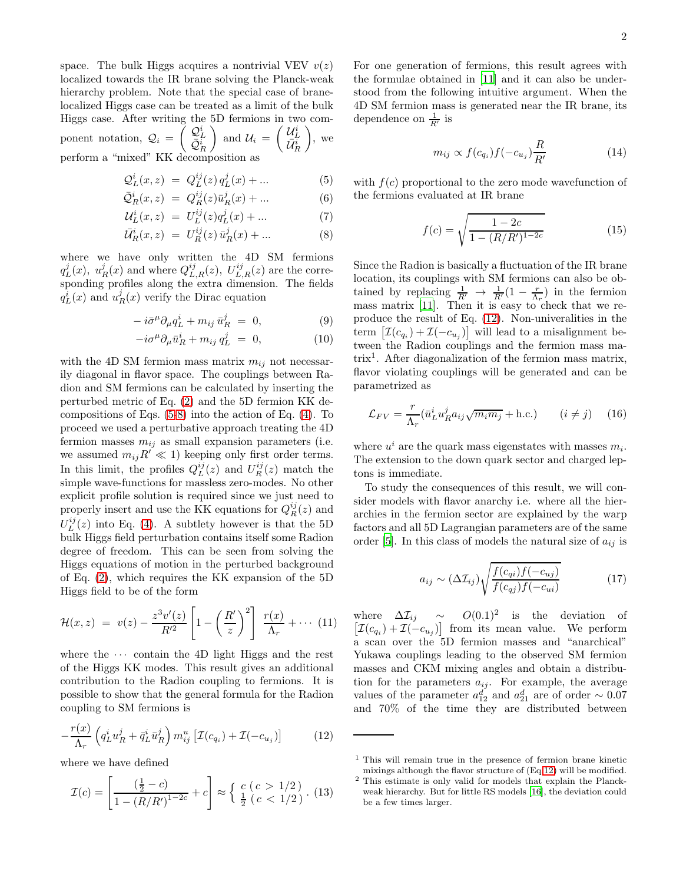space. The bulk Higgs acquires a nontrivial VEV $v(z)$ localized towards the IR brane solving the Planck-weak hierarchy problem. Note that the special case of brane-localized Higgs case can be treated as a limit of the bulk Higgs case. After writing the 5D fermions in two component notation, $\mathcal{Q}_i = \begin{pmatrix} \mathcal{Q}_L^i \\ \bar{\mathcal{Q}}_R^i \end{pmatrix}$ and $\mathcal{U}_i = \begin{pmatrix} \mathcal{U}_L^i \\ \bar{\mathcal{U}}_R^i \end{pmatrix}$, we perform a "mixed" KK decomposition as

$$\mathcal{Q}_L^i(x,z) = Q_L^{ij}(z)\, q_L^j(x) + ... \tag{5}$$

$$\bar{\mathcal{Q}}_R^i(x,z) = Q_R^{ij}(z)\bar{u}_R^j(x) + ... \tag{6}$$

$$\mathcal{U}_L^i(x,z) = U_L^{ij}(z) q_L^j(x) + ... \tag{7}$$

$$\bar{\mathcal{U}}_R^i(x,z) = U_R^{ij}(z)\, \bar{u}_R^j(x) + ... \tag{8}$$

where we have only written the 4D SM fermions $q_L^j(x)$, $u_R^j(x)$ and where $Q_{L,R}^{ij}(z)$, $U_{L,R}^{ij}(z)$ are the corresponding profiles along the extra dimension. The fields $q_L^i(x)$ and $u_R^j(x)$ verify the Dirac equation

$$-i\bar{\sigma}^\mu \partial_\mu q_L^i + m_{ij}\, \bar{u}_R^j = 0, \tag{9}$$

$$-i\sigma^\mu \partial_\mu \bar{u}_R^i + m_{ij}\, q_L^j = 0, \tag{10}$$

with the 4D SM fermion mass matrix $m_{ij}$ not necessarily diagonal in flavor space. The couplings between Radion and SM fermions can be calculated by inserting the perturbed metric of Eq. (2) and the 5D fermion KK decompositions of Eqs. (5-8) into the action of Eq. (4). To proceed we used a perturbative approach treating the 4D fermion masses $m_{ij}$ as small expansion parameters (i.e. we assumed $m_{ij}R' \ll 1$) keeping only first order terms. In this limit, the profiles $Q_L^{ij}(z)$ and $U_R^{ij}(z)$ match the simple wave-functions for massless zero-modes. No other explicit profile solution is required since we just need to properly insert and use the KK equations for $Q_R^{ij}(z)$ and $U_L^{ij}(z)$ into Eq. (4). A subtlety however is that the 5D bulk Higgs field perturbation contains itself some Radion degree of freedom. This can be seen from solving the Higgs equations of motion in the perturbed background of Eq. (2), which requires the KK expansion of the 5D Higgs field to be of the form

$$\mathcal{H}(x,z) = v(z) - \frac{z^3 v'(z)}{R'^2}\left[1 - \left(\frac{R'}{z}\right)^2\right]\frac{r(x)}{\Lambda_r} + \cdots \tag{11}$$

where the $\cdots$ contain the 4D light Higgs and the rest of the Higgs KK modes. This result gives an additional contribution to the Radion coupling to fermions. It is possible to show that the general formula for the Radion coupling to SM fermions is

$$-\frac{r(x)}{\Lambda_r}\left(q_L^i u_R^j + \bar{q}_L^i \bar{u}_R^j\right) m_{ij}^u \left[\mathcal{I}(c_{q_i}) + \mathcal{I}(-c_{u_j})\right] \tag{12}$$

where we have defined

$$\mathcal{I}(c) = \left[\frac{(\frac{1}{2} - c)}{1 - (R/R')^{1-2c}} + c\right] \approx \begin{cases} c \;\; (c > 1/2) \\ \frac{1}{2} \;\; (c < 1/2) \end{cases}. \tag{13}$$

For one generation of fermions, this result agrees with the formulae obtained in [11] and it can also be understood from the following intuitive argument. When the 4D SM fermion mass is generated near the IR brane, its dependence on $\frac{1}{R'}$ is

$$m_{ij} \propto f(c_{q_i}) f(-c_{u_j})\frac{R}{R'} \tag{14}$$

with $f(c)$ proportional to the zero mode wavefunction of the fermions evaluated at IR brane

$$f(c) = \sqrt{\frac{1-2c}{1-(R/R')^{1-2c}}} \tag{15}$$

Since the Radion is basically a fluctuation of the IR brane location, its couplings with SM fermions can also be obtained by replacing $\frac{1}{R'} \to \frac{1}{R'}(1 - \frac{r}{\Lambda_r})$ in the fermion mass matrix [11]. Then it is easy to check that we reproduce the result of Eq. (12). Non-univeralities in the term $\left[\mathcal{I}(c_{q_i}) + \mathcal{I}(-c_{u_j})\right]$ will lead to a misalignment between the Radion couplings and the fermion mass matrix[1]. After diagonalization of the fermion mass matrix, flavor violating couplings will be generated and can be parametrized as

$$\mathcal{L}_{FV} = \frac{r}{\Lambda_r}(\bar{u}_L^i u_R^j a_{ij}\sqrt{m_i m_j} + \text{h.c.}) \qquad (i \neq j) \tag{16}$$

where $u^i$ are the quark mass eigenstates with masses $m_i$. The extension to the down quark sector and charged leptons is immediate.

To study the consequences of this result, we will consider models with flavor anarchy i.e. where all the hierarchies in the fermion sector are explained by the warp factors and all 5D Lagrangian parameters are of the same order [5]. In this class of models the natural size of $a_{ij}$ is

$$a_{ij} \sim (\Delta\mathcal{I}_{ij})\sqrt{\frac{f(c_{qi})f(-c_{uj})}{f(c_{qj})f(-c_{ui})}} \tag{17}$$

where $\Delta\mathcal{I}_{ij} \sim O(0.1)$[2] is the deviation of $\left[\mathcal{I}(c_{q_i}) + \mathcal{I}(-c_{u_j})\right]$ from its mean value. We perform a scan over the 5D fermion masses and "anarchical" Yukawa couplings leading to the observed SM fermion masses and CKM mixing angles and obtain a distribution for the parameters $a_{ij}$. For example, the average values of the parameter $a_{12}^d$ and $a_{21}^d$ are of order $\sim 0.07$ and 70% of the time they are distributed between

---

[1] This will remain true in the presence of fermion brane kinetic mixings although the flavor structure of (Eq.12) will be modified.

[2] This estimate is only valid for models that explain the Planck-weak hierarchy. But for little RS models [16], the deviation could be a few times larger.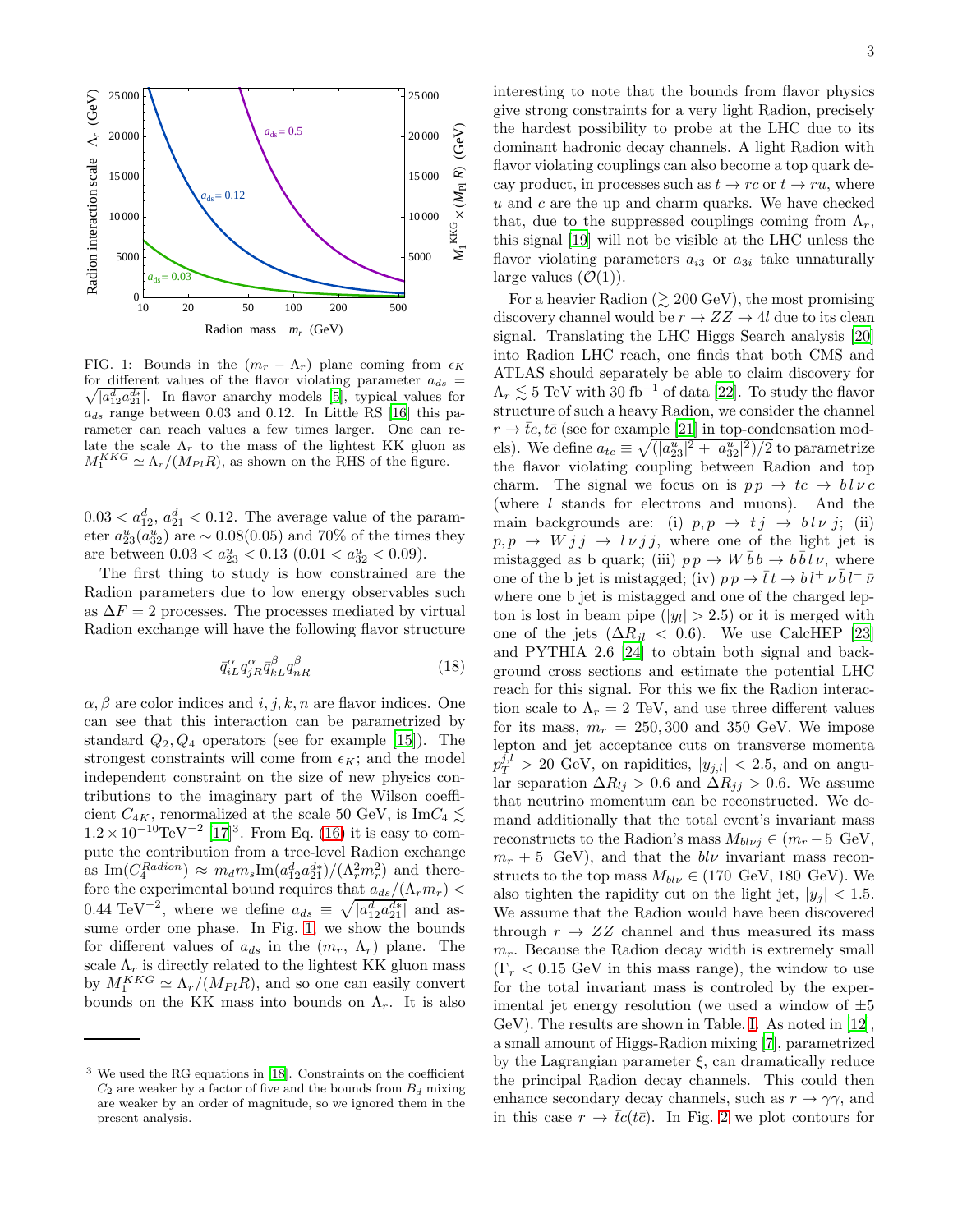FIG. 1: Bounds in the $(m_r - \Lambda_r)$ plane coming from $\epsilon_K$ for different values of the flavor violating parameter $a_{ds} = \sqrt{|a^d_{12} a^{d*}_{21}|}$. In flavor anarchy models [5], typical values for $a_{ds}$ range between 0.03 and 0.12. In Little RS [16] this parameter can reach values a few times larger. One can relate the scale $\Lambda_r$ to the mass of the lightest KK gluon as $M_1^{KKG} \simeq \Lambda_r/(M_{Pl}R)$, as shown on the RHS of the figure.

$0.03 < a^d_{12},\, a^d_{21} < 0.12$. The average value of the parameter $a^u_{23}(a^u_{32})$ are $\sim 0.08(0.05)$ and 70% of the times they are between $0.03 < a^u_{23} < 0.13$ $(0.01 < a^u_{32} < 0.09)$.

The first thing to study is how constrained are the Radion parameters due to low energy observables such as $\Delta F = 2$ processes. The processes mediated by virtual Radion exchange will have the following flavor structure

$$\bar{q}^{\alpha}_{iL} q^{\alpha}_{jR} \bar{q}^{\beta}_{kL} q^{\beta}_{nR} \tag{18}$$

$\alpha, \beta$ are color indices and $i, j, k, n$ are flavor indices. One can see that this interaction can be parametrized by standard $Q_2, Q_4$ operators (see for example [15]). The strongest constraints will come from $\epsilon_K$; and the model independent constraint on the size of new physics contributions to the imaginary part of the Wilson coefficient $C_{4K}$, renormalized at the scale 50 GeV, is $\mathrm{Im}C_4 \lesssim 1.2 \times 10^{-10}\mathrm{TeV}^{-2}$ [17][3]. From Eq. (16) it is easy to compute the contribution from a tree-level Radion exchange as $\mathrm{Im}(C_4^{Radion}) \approx m_d m_s \mathrm{Im}(a^d_{12} a^{d*}_{21})/(\Lambda_r^2 m_r^2)$ and therefore the experimental bound requires that $a_{ds}/(\Lambda_r m_r) < 0.44\ \mathrm{TeV}^{-2}$, where we define $a_{ds} \equiv \sqrt{|a^d_{12} a^{d*}_{21}|}$ and assume order one phase. In Fig. 1 we show the bounds for different values of $a_{ds}$ in the $(m_r,\, \Lambda_r)$ plane. The scale $\Lambda_r$ is directly related to the lightest KK gluon mass by $M_1^{KKG} \simeq \Lambda_r/(M_{Pl}R)$, and so one can easily convert bounds on the KK mass into bounds on $\Lambda_r$. It is also interesting to note that the bounds from flavor physics give strong constraints for a very light Radion, precisely the hardest possibility to probe at the LHC due to its dominant hadronic decay channels. A light Radion with flavor violating couplings can also become a top quark decay product, in processes such as $t \to rc$ or $t \to ru$, where $u$ and $c$ are the up and charm quarks. We have checked that, due to the suppressed couplings coming from $\Lambda_r$, this signal [19] will not be visible at the LHC unless the flavor violating parameters $a_{i3}$ or $a_{3i}$ take unnaturally large values ($\mathcal{O}(1)$).

For a heavier Radion ($\gtrsim 200$ GeV), the most promising discovery channel would be $r \to ZZ \to 4l$ due to its clean signal. Translating the LHC Higgs Search analysis [20] into Radion LHC reach, one finds that both CMS and ATLAS should separately be able to claim discovery for $\Lambda_r \lesssim 5$ TeV with 30 fb$^{-1}$ of data [22]. To study the flavor structure of such a heavy Radion, we consider the channel $r \to \bar{t}c, t\bar{c}$ (see for example [21] in top-condensation models). We define $a_{tc} \equiv \sqrt{(|a^u_{23}|^2 + |a^u_{32}|^2)/2}$ to parametrize the flavor violating coupling between Radion and top charm. The signal we focus on is $p\,p \to t c \to b\, l\, \nu\, c$ (where $l$ stands for electrons and muons). And the main backgrounds are: (i) $p, p \to t\, j \to b\, l\, \nu\, j$; (ii) $p, p \to W\, j\, j \to l\, \nu\, j\, j$, where one of the light jet is mistagged as b quark; (iii) $p\,p \to W\, \bar{b}\, b \to b\, \bar{b}\, l\, \nu$, where one of the b jet is mistagged; (iv) $p\,p \to \bar{t}\, t \to b\, l^+\, \nu\, \bar{b}\, l^-\, \bar{\nu}$ where one b jet is mistagged and one of the charged lepton is lost in beam pipe ($|y_l| > 2.5$) or it is merged with one of the jets ($\Delta R_{jl} < 0.6$). We use CalcHEP [23] and PYTHIA 2.6 [24] to obtain both signal and background cross sections and estimate the potential LHC reach for this signal. For this we fix the Radion interaction scale to $\Lambda_r = 2$ TeV, and use three different values for its mass, $m_r = 250, 300$ and 350 GeV. We impose lepton and jet acceptance cuts on transverse momenta $p_T^{j,l} > 20$ GeV, on rapidities, $|y_{j,l}| < 2.5$, and on angular separation $\Delta R_{lj} > 0.6$ and $\Delta R_{jj} > 0.6$. We assume that neutrino momentum can be reconstructed. We demand additionally that the total event's invariant mass reconstructs to the Radion's mass $M_{bl\nu j} \in (m_r - 5$ GeV, $m_r + 5$ GeV), and that the $bl\nu$ invariant mass reconstructs to the top mass $M_{bl\nu} \in (170$ GeV, $180$ GeV). We also tighten the rapidity cut on the light jet, $|y_j| < 1.5$. We assume that the Radion would have been discovered through $r \to ZZ$ channel and thus measured its mass $m_r$. Because the Radion decay width is extremely small ($\Gamma_r < 0.15$ GeV in this mass range), the window to use for the total invariant mass is controled by the experimental jet energy resolution (we used a window of $\pm 5$ GeV). The results are shown in Table. I. As noted in [12], a small amount of Higgs-Radion mixing [7], parametrized by the Lagrangian parameter $\xi$, can dramatically reduce the principal Radion decay channels. This could then enhance secondary decay channels, such as $r \to \gamma\gamma$, and in this case $r \to \bar{t}c(t\bar{c})$. In Fig. 2 we plot contours for

[3] We used the RG equations in [18]. Constraints on the coefficient $C_2$ are weaker by a factor of five and the bounds from $B_d$ mixing are weaker by an order of magnitude, so we ignored them in the present analysis.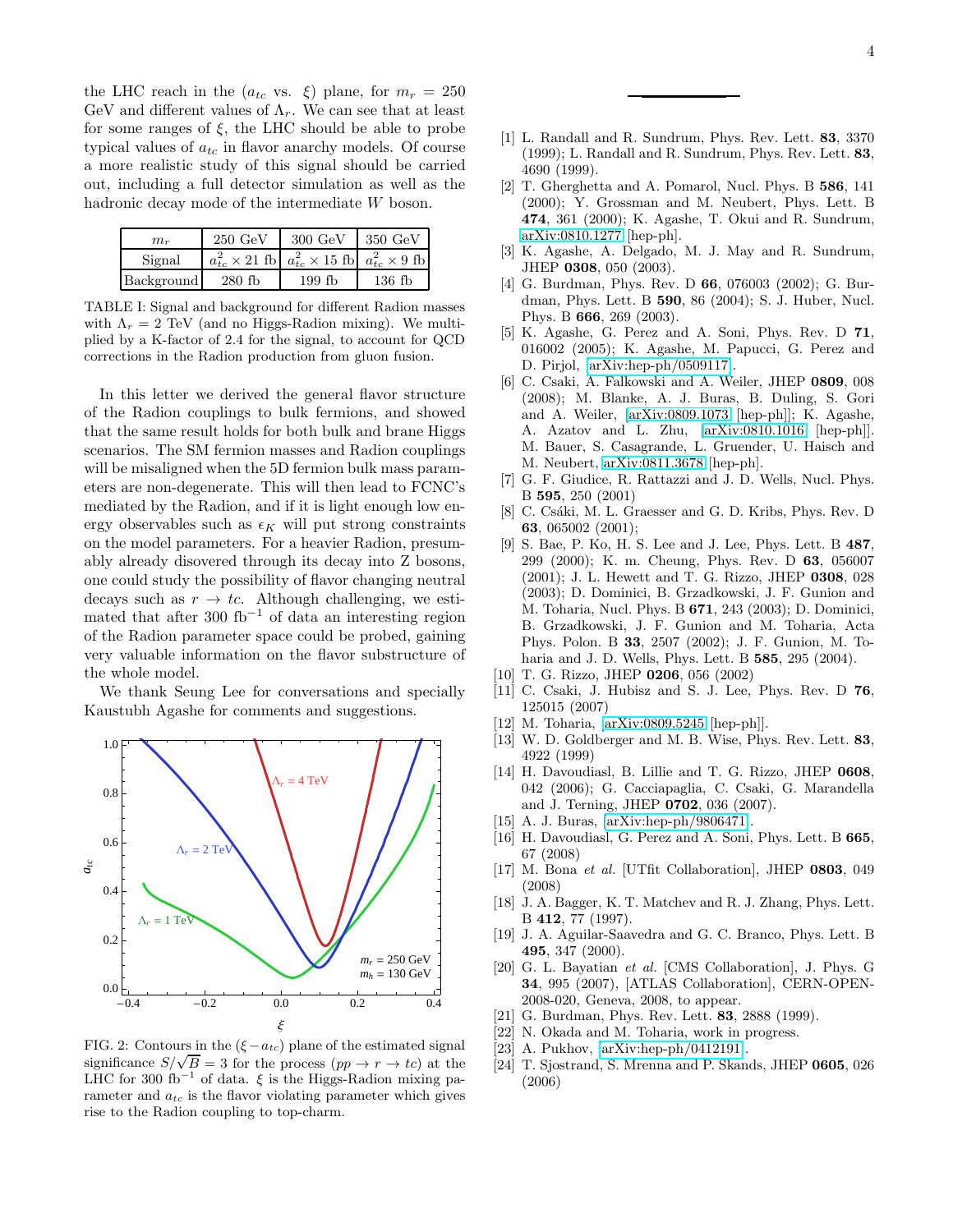the LHC reach in the ($a_{tc}$ vs. $\xi$) plane, for $m_r = 250$ GeV and different values of $\Lambda_r$. We can see that at least for some ranges of $\xi$, the LHC should be able to probe typical values of $a_{tc}$ in flavor anarchy models. Of course a more realistic study of this signal should be carried out, including a full detector simulation as well as the hadronic decay mode of the intermediate $W$ boson.

| $m_r$ | 250 GeV | 300 GeV | 350 GeV |
|---|---|---|---|
| Signal | $a_{tc}^2 \times 21$ fb | $a_{tc}^2 \times 15$ fb | $a_{tc}^2 \times 9$ fb |
| Background | 280 fb | 199 fb | 136 fb |

TABLE I: Signal and background for different Radion masses with $\Lambda_r = 2$ TeV (and no Higgs-Radion mixing). We multiplied by a K-factor of 2.4 for the signal, to account for QCD corrections in the Radion production from gluon fusion.

In this letter we derived the general flavor structure of the Radion couplings to bulk fermions, and showed that the same result holds for both bulk and brane Higgs scenarios. The SM fermion masses and Radion couplings will be misaligned when the 5D fermion bulk mass parameters are non-degenerate. This will then lead to FCNC's mediated by the Radion, and if it is light enough low energy observables such as $\epsilon_K$ will put strong constraints on the model parameters. For a heavier Radion, presumably already disovered through its decay into Z bosons, one could study the possibility of flavor changing neutral decays such as $r \to tc$. Although challenging, we estimated that after 300 fb$^{-1}$ of data an interesting region of the Radion parameter space could be probed, gaining very valuable information on the flavor substructure of the whole model.

We thank Seung Lee for conversations and specially Kaustubh Agashe for comments and suggestions.

$\Lambda_r$ = 4 TeV
$\Lambda_r$ = 2 TeV
$\Lambda_r$ = 1 TeV
$m_r$ = 250 GeV
$m_h$ = 130 GeV
$a_{tc}$
$\xi$
1.0
0.8
0.6
0.4
0.2
0.0
−0.4
−0.2
0.0
0.2
0.4

FIG. 2: Contours in the ($\xi - a_{tc}$) plane of the estimated signal significance $S/\sqrt{B} = 3$ for the process ($pp \to r \to tc$) at the LHC for 300 fb$^{-1}$ of data. $\xi$ is the Higgs-Radion mixing parameter and $a_{tc}$ is the flavor violating parameter which gives rise to the Radion coupling to top-charm.

---

[1] L. Randall and R. Sundrum, Phys. Rev. Lett. **83**, 3370 (1999); L. Randall and R. Sundrum, Phys. Rev. Lett. **83**, 4690 (1999).

[2] T. Gherghetta and A. Pomarol, Nucl. Phys. B **586**, 141 (2000); Y. Grossman and M. Neubert, Phys. Lett. B **474**, 361 (2000); K. Agashe, T. Okui and R. Sundrum, arXiv:0810.1277 [hep-ph].

[3] K. Agashe, A. Delgado, M. J. May and R. Sundrum, JHEP **0308**, 050 (2003).

[4] G. Burdman, Phys. Rev. D **66**, 076003 (2002); G. Burdman, Phys. Lett. B **590**, 86 (2004); S. J. Huber, Nucl. Phys. B **666**, 269 (2003).

[5] K. Agashe, G. Perez and A. Soni, Phys. Rev. D **71**, 016002 (2005); K. Agashe, M. Papucci, G. Perez and D. Pirjol, arXiv:hep-ph/0509117.

[6] C. Csaki, A. Falkowski and A. Weiler, JHEP **0809**, 008 (2008); M. Blanke, A. J. Buras, B. Duling, S. Gori and A. Weiler, arXiv:0809.1073 [hep-ph]]; K. Agashe, A. Azatov and L. Zhu, arXiv:0810.1016 [hep-ph]]. M. Bauer, S. Casagrande, L. Gruender, U. Haisch and M. Neubert, arXiv:0811.3678 [hep-ph].

[7] G. F. Giudice, R. Rattazzi and J. D. Wells, Nucl. Phys. B **595**, 250 (2001)

[8] C. Csáki, M. L. Graesser and G. D. Kribs, Phys. Rev. D **63**, 065002 (2001);

[9] S. Bae, P. Ko, H. S. Lee and J. Lee, Phys. Lett. B **487**, 299 (2000); K. m. Cheung, Phys. Rev. D **63**, 056007 (2001); J. L. Hewett and T. G. Rizzo, JHEP **0308**, 028 (2003); D. Dominici, B. Grzadkowski, J. F. Gunion and M. Toharia, Nucl. Phys. B **671**, 243 (2003); D. Dominici, B. Grzadkowski, J. F. Gunion and M. Toharia, Acta Phys. Polon. B **33**, 2507 (2002); J. F. Gunion, M. Toharia and J. D. Wells, Phys. Lett. B **585**, 295 (2004).

[10] T. G. Rizzo, JHEP **0206**, 056 (2002)

[11] C. Csaki, J. Hubisz and S. J. Lee, Phys. Rev. D **76**, 125015 (2007)

[12] M. Toharia, arXiv:0809.5245 [hep-ph]].

[13] W. D. Goldberger and M. B. Wise, Phys. Rev. Lett. **83**, 4922 (1999)

[14] H. Davoudiasl, B. Lillie and T. G. Rizzo, JHEP **0608**, 042 (2006); G. Cacciapaglia, C. Csaki, G. Marandella and J. Terning, JHEP **0702**, 036 (2007).

[15] A. J. Buras, arXiv:hep-ph/9806471.

[16] H. Davoudiasl, G. Perez and A. Soni, Phys. Lett. B **665**, 67 (2008)

[17] M. Bona *et al.* [UTfit Collaboration], JHEP **0803**, 049 (2008)

[18] J. A. Bagger, K. T. Matchev and R. J. Zhang, Phys. Lett. B **412**, 77 (1997).

[19] J. A. Aguilar-Saavedra and G. C. Branco, Phys. Lett. B **495**, 347 (2000).

[20] G. L. Bayatian *et al.* [CMS Collaboration], J. Phys. G **34**, 995 (2007), [ATLAS Collaboration], CERN-OPEN-2008-020, Geneva, 2008, to appear.

[21] G. Burdman, Phys. Rev. Lett. **83**, 2888 (1999).

[22] N. Okada and M. Toharia, work in progress.

[23] A. Pukhov, arXiv:hep-ph/0412191.

[24] T. Sjostrand, S. Mrenna and P. Skands, JHEP **0605**, 026 (2006)